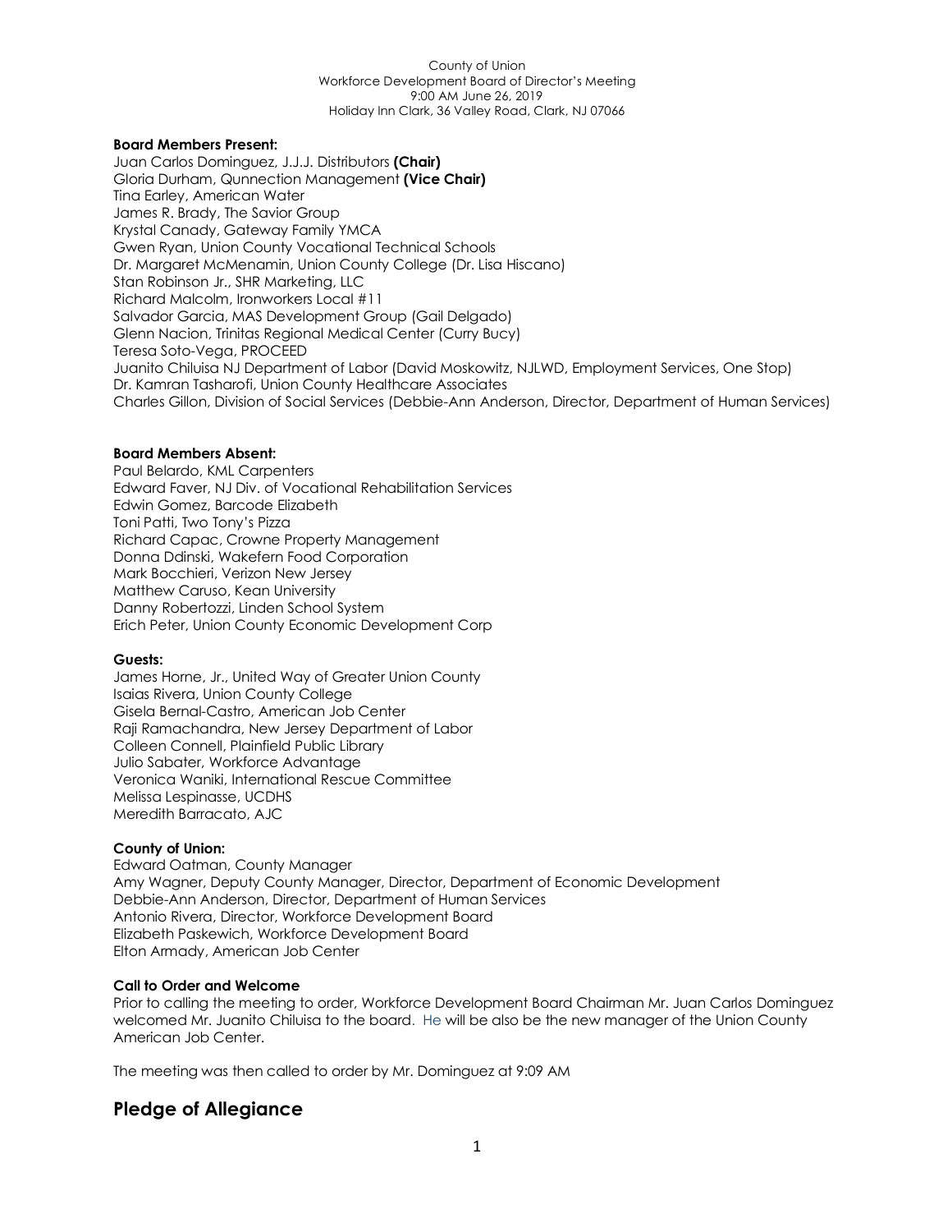County of Union
Workforce Development Board of Director's Meeting
9:00 AM June 26, 2019
Holiday Inn Clark, 36 Valley Road, Clark, NJ 07066

**Board Members Present:**
Juan Carlos Dominguez, J.J.J. Distributors **(Chair)**
Gloria Durham, Qunnection Management **(Vice Chair)**
Tina Earley, American Water
James R. Brady, The Savior Group
Krystal Canady, Gateway Family YMCA
Gwen Ryan, Union County Vocational Technical Schools
Dr. Margaret McMenamin, Union County College (Dr. Lisa Hiscano)
Stan Robinson Jr., SHR Marketing, LLC
Richard Malcolm, Ironworkers Local #11
Salvador Garcia, MAS Development Group (Gail Delgado)
Glenn Nacion, Trinitas Regional Medical Center (Curry Bucy)
Teresa Soto-Vega, PROCEED
Juanito Chiluisa NJ Department of Labor (David Moskowitz, NJLWD, Employment Services, One Stop)
Dr. Kamran Tasharofi, Union County Healthcare Associates
Charles Gillon, Division of Social Services (Debbie-Ann Anderson, Director, Department of Human Services)

**Board Members Absent:**
Paul Belardo, KML Carpenters
Edward Faver, NJ Div. of Vocational Rehabilitation Services
Edwin Gomez, Barcode Elizabeth
Toni Patti, Two Tony's Pizza
Richard Capac, Crowne Property Management
Donna Ddinski, Wakefern Food Corporation
Mark Bocchieri, Verizon New Jersey
Matthew Caruso, Kean University
Danny Robertozzi, Linden School System
Erich Peter, Union County Economic Development Corp

**Guests:**
James Horne, Jr., United Way of Greater Union County
Isaias Rivera, Union County College
Gisela Bernal-Castro, American Job Center
Raji Ramachandra, New Jersey Department of Labor
Colleen Connell, Plainfield Public Library
Julio Sabater, Workforce Advantage
Veronica Waniki, International Rescue Committee
Melissa Lespinasse, UCDHS
Meredith Barracato, AJC

**County of Union:**
Edward Oatman, County Manager
Amy Wagner, Deputy County Manager, Director, Department of Economic Development
Debbie-Ann Anderson, Director, Department of Human Services
Antonio Rivera, Director, Workforce Development Board
Elizabeth Paskewich, Workforce Development Board
Elton Armady, American Job Center

**Call to Order and Welcome**
Prior to calling the meeting to order, Workforce Development Board Chairman Mr. Juan Carlos Dominguez welcomed Mr. Juanito Chiluisa to the board. He will be also be the new manager of the Union County American Job Center.

The meeting was then called to order by Mr. Dominguez at 9:09 AM

## Pledge of Allegiance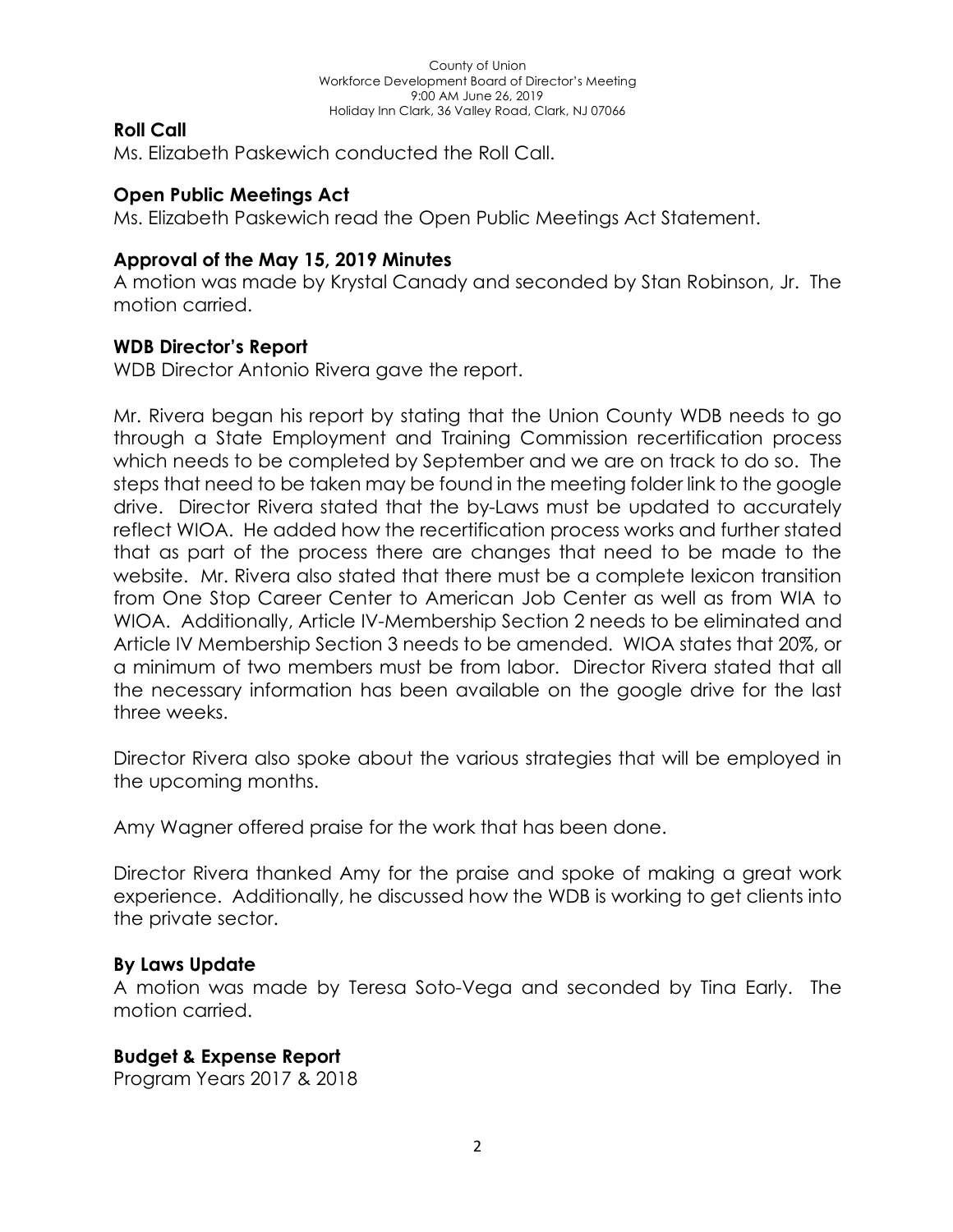County of Union
Workforce Development Board of Director's Meeting
9:00 AM June 26, 2019
Holiday Inn Clark, 36 Valley Road, Clark, NJ 07066

**Roll Call**

Ms. Elizabeth Paskewich conducted the Roll Call.

**Open Public Meetings Act**

Ms. Elizabeth Paskewich read the Open Public Meetings Act Statement.

**Approval of the May 15, 2019 Minutes**

A motion was made by Krystal Canady and seconded by Stan Robinson, Jr. The motion carried.

**WDB Director's Report**

WDB Director Antonio Rivera gave the report.

Mr. Rivera began his report by stating that the Union County WDB needs to go through a State Employment and Training Commission recertification process which needs to be completed by September and we are on track to do so. The steps that need to be taken may be found in the meeting folder link to the google drive. Director Rivera stated that the by-Laws must be updated to accurately reflect WIOA. He added how the recertification process works and further stated that as part of the process there are changes that need to be made to the website. Mr. Rivera also stated that there must be a complete lexicon transition from One Stop Career Center to American Job Center as well as from WIA to WIOA. Additionally, Article IV-Membership Section 2 needs to be eliminated and Article IV Membership Section 3 needs to be amended. WIOA states that 20%, or a minimum of two members must be from labor. Director Rivera stated that all the necessary information has been available on the google drive for the last three weeks.

Director Rivera also spoke about the various strategies that will be employed in the upcoming months.

Amy Wagner offered praise for the work that has been done.

Director Rivera thanked Amy for the praise and spoke of making a great work experience. Additionally, he discussed how the WDB is working to get clients into the private sector.

**By Laws Update**

A motion was made by Teresa Soto-Vega and seconded by Tina Early. The motion carried.

**Budget & Expense Report**

Program Years 2017 & 2018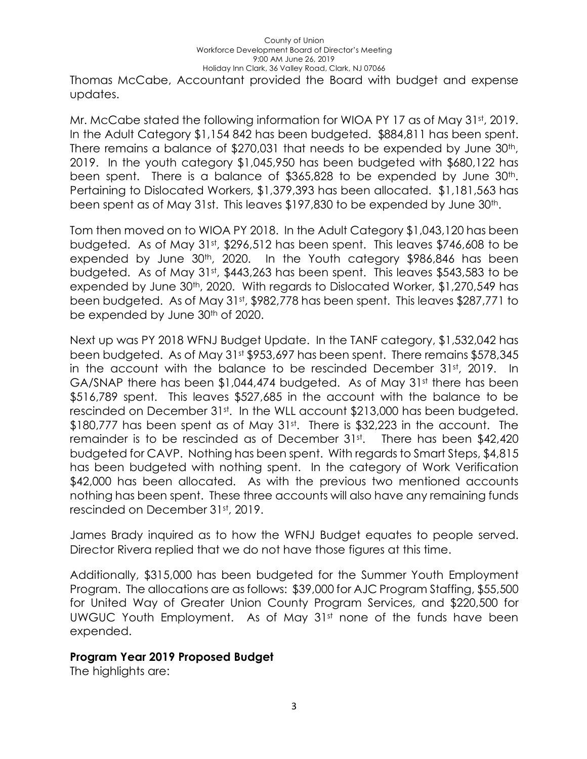Thomas McCabe, Accountant provided the Board with budget and expense updates.

Mr. McCabe stated the following information for WIOA PY 17 as of May 31st, 2019. In the Adult Category $1,154 842 has been budgeted. $884,811 has been spent. There remains a balance of $270,031 that needs to be expended by June 30th, 2019. In the youth category $1,045,950 has been budgeted with $680,122 has been spent. There is a balance of $365,828 to be expended by June 30th. Pertaining to Dislocated Workers, $1,379,393 has been allocated. $1,181,563 has been spent as of May 31st. This leaves $197,830 to be expended by June 30th.

Tom then moved on to WIOA PY 2018. In the Adult Category $1,043,120 has been budgeted. As of May 31st, $296,512 has been spent. This leaves $746,608 to be expended by June 30th, 2020. In the Youth category $986,846 has been budgeted. As of May 31st, $443,263 has been spent. This leaves $543,583 to be expended by June 30th, 2020. With regards to Dislocated Worker, $1,270,549 has been budgeted. As of May 31st, $982,778 has been spent. This leaves $287,771 to be expended by June 30th of 2020.

Next up was PY 2018 WFNJ Budget Update. In the TANF category, $1,532,042 has been budgeted. As of May 31st $953,697 has been spent. There remains $578,345 in the account with the balance to be rescinded December 31st, 2019. In GA/SNAP there has been $1,044,474 budgeted. As of May 31st there has been $516,789 spent. This leaves $527,685 in the account with the balance to be rescinded on December 31st. In the WLL account $213,000 has been budgeted. $180,777 has been spent as of May 31st. There is $32,223 in the account. The remainder is to be rescinded as of December 31st. There has been $42,420 budgeted for CAVP. Nothing has been spent. With regards to Smart Steps, $4,815 has been budgeted with nothing spent. In the category of Work Verification $42,000 has been allocated. As with the previous two mentioned accounts nothing has been spent. These three accounts will also have any remaining funds rescinded on December 31st, 2019.

James Brady inquired as to how the WFNJ Budget equates to people served. Director Rivera replied that we do not have those figures at this time.

Additionally, $315,000 has been budgeted for the Summer Youth Employment Program. The allocations are as follows: $39,000 for AJC Program Staffing, $55,500 for United Way of Greater Union County Program Services, and $220,500 for UWGUC Youth Employment. As of May 31st none of the funds have been expended.

**Program Year 2019 Proposed Budget**

The highlights are: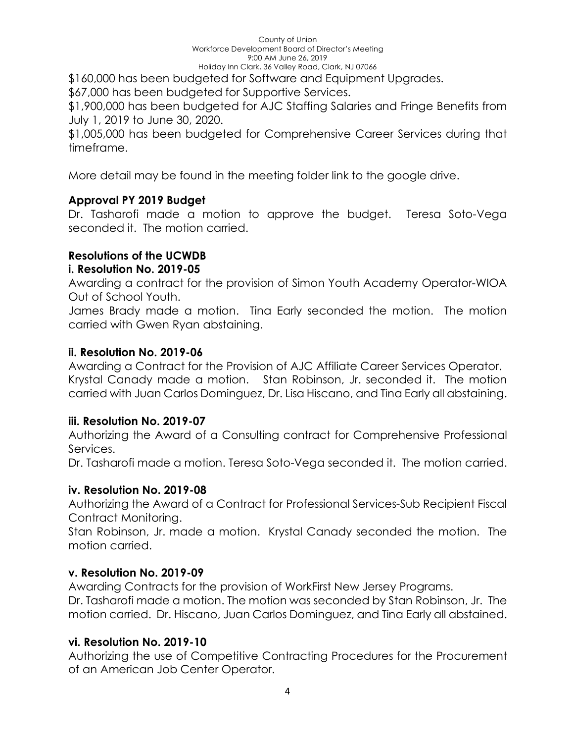$160,000 has been budgeted for Software and Equipment Upgrades.
$67,000 has been budgeted for Supportive Services.
$1,900,000 has been budgeted for AJC Staffing Salaries and Fringe Benefits from July 1, 2019 to June 30, 2020.
$1,005,000 has been budgeted for Comprehensive Career Services during that timeframe.

More detail may be found in the meeting folder link to the google drive.

**Approval PY 2019 Budget**

Dr. Tasharofi made a motion to approve the budget. Teresa Soto-Vega seconded it. The motion carried.

**Resolutions of the UCWDB**

**i. Resolution No. 2019-05**

Awarding a contract for the provision of Simon Youth Academy Operator-WIOA Out of School Youth.
James Brady made a motion. Tina Early seconded the motion. The motion carried with Gwen Ryan abstaining.

**ii. Resolution No. 2019-06**

Awarding a Contract for the Provision of AJC Affiliate Career Services Operator.
Krystal Canady made a motion. Stan Robinson, Jr. seconded it. The motion carried with Juan Carlos Dominguez, Dr. Lisa Hiscano, and Tina Early all abstaining.

**iii. Resolution No. 2019-07**

Authorizing the Award of a Consulting contract for Comprehensive Professional Services.
Dr. Tasharofi made a motion. Teresa Soto-Vega seconded it. The motion carried.

**iv. Resolution No. 2019-08**

Authorizing the Award of a Contract for Professional Services-Sub Recipient Fiscal Contract Monitoring.
Stan Robinson, Jr. made a motion. Krystal Canady seconded the motion. The motion carried.

**v. Resolution No. 2019-09**

Awarding Contracts for the provision of WorkFirst New Jersey Programs.
Dr. Tasharofi made a motion. The motion was seconded by Stan Robinson, Jr. The motion carried. Dr. Hiscano, Juan Carlos Dominguez, and Tina Early all abstained.

**vi. Resolution No. 2019-10**

Authorizing the use of Competitive Contracting Procedures for the Procurement of an American Job Center Operator.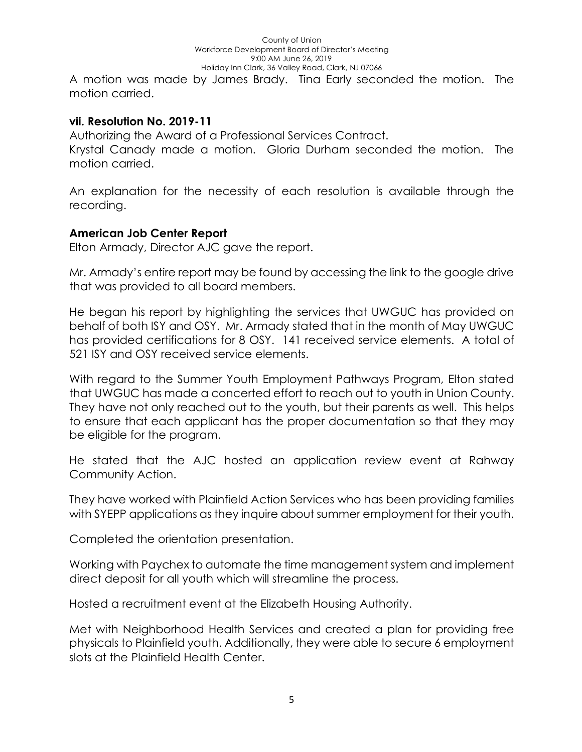A motion was made by James Brady. Tina Early seconded the motion. The motion carried.

### vii. Resolution No. 2019-11

Authorizing the Award of a Professional Services Contract.
Krystal Canady made a motion. Gloria Durham seconded the motion. The motion carried.

An explanation for the necessity of each resolution is available through the recording.

## American Job Center Report

Elton Armady, Director AJC gave the report.

Mr. Armady's entire report may be found by accessing the link to the google drive that was provided to all board members.

He began his report by highlighting the services that UWGUC has provided on behalf of both ISY and OSY. Mr. Armady stated that in the month of May UWGUC has provided certifications for 8 OSY. 141 received service elements. A total of 521 ISY and OSY received service elements.

With regard to the Summer Youth Employment Pathways Program, Elton stated that UWGUC has made a concerted effort to reach out to youth in Union County. They have not only reached out to the youth, but their parents as well. This helps to ensure that each applicant has the proper documentation so that they may be eligible for the program.

He stated that the AJC hosted an application review event at Rahway Community Action.

They have worked with Plainfield Action Services who has been providing families with SYEPP applications as they inquire about summer employment for their youth.

Completed the orientation presentation.

Working with Paychex to automate the time management system and implement direct deposit for all youth which will streamline the process.

Hosted a recruitment event at the Elizabeth Housing Authority.

Met with Neighborhood Health Services and created a plan for providing free physicals to Plainfield youth. Additionally, they were able to secure 6 employment slots at the Plainfield Health Center.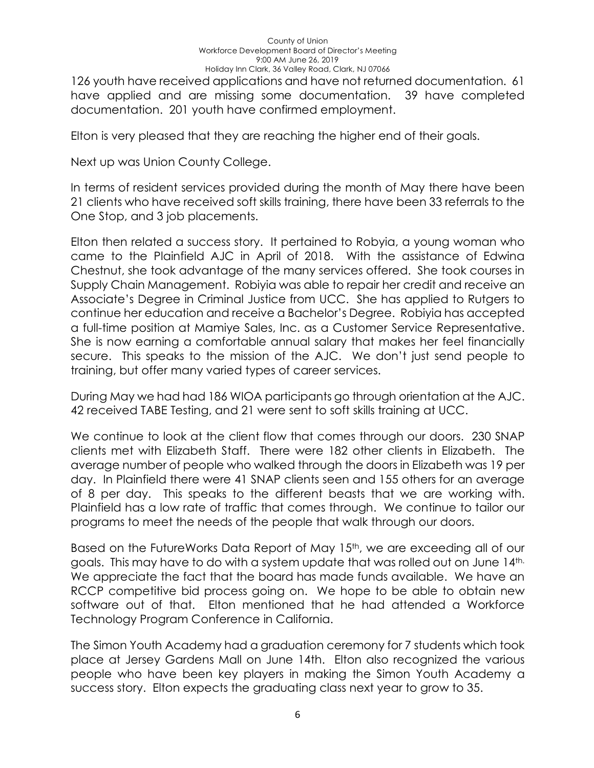126 youth have received applications and have not returned documentation. 61 have applied and are missing some documentation. 39 have completed documentation. 201 youth have confirmed employment.

Elton is very pleased that they are reaching the higher end of their goals.

Next up was Union County College.

In terms of resident services provided during the month of May there have been 21 clients who have received soft skills training, there have been 33 referrals to the One Stop, and 3 job placements.

Elton then related a success story. It pertained to Robyia, a young woman who came to the Plainfield AJC in April of 2018. With the assistance of Edwina Chestnut, she took advantage of the many services offered. She took courses in Supply Chain Management. Robiyia was able to repair her credit and receive an Associate's Degree in Criminal Justice from UCC. She has applied to Rutgers to continue her education and receive a Bachelor's Degree. Robiyia has accepted a full-time position at Mamiye Sales, Inc. as a Customer Service Representative. She is now earning a comfortable annual salary that makes her feel financially secure. This speaks to the mission of the AJC. We don't just send people to training, but offer many varied types of career services.

During May we had had 186 WIOA participants go through orientation at the AJC. 42 received TABE Testing, and 21 were sent to soft skills training at UCC.

We continue to look at the client flow that comes through our doors. 230 SNAP clients met with Elizabeth Staff. There were 182 other clients in Elizabeth. The average number of people who walked through the doors in Elizabeth was 19 per day. In Plainfield there were 41 SNAP clients seen and 155 others for an average of 8 per day. This speaks to the different beasts that we are working with. Plainfield has a low rate of traffic that comes through. We continue to tailor our programs to meet the needs of the people that walk through our doors.

Based on the FutureWorks Data Report of May 15th, we are exceeding all of our goals. This may have to do with a system update that was rolled out on June 14th. We appreciate the fact that the board has made funds available. We have an RCCP competitive bid process going on. We hope to be able to obtain new software out of that. Elton mentioned that he had attended a Workforce Technology Program Conference in California.

The Simon Youth Academy had a graduation ceremony for 7 students which took place at Jersey Gardens Mall on June 14th. Elton also recognized the various people who have been key players in making the Simon Youth Academy a success story. Elton expects the graduating class next year to grow to 35.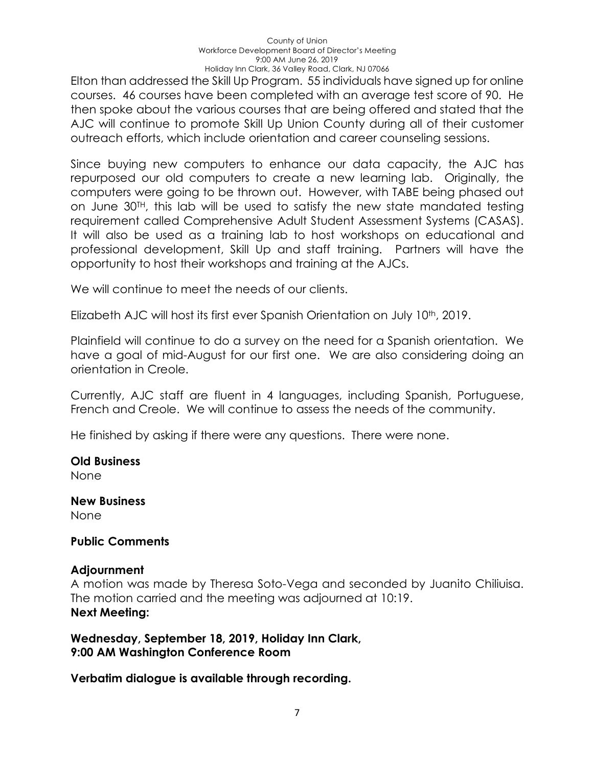Elton than addressed the Skill Up Program. 55 individuals have signed up for online courses. 46 courses have been completed with an average test score of 90. He then spoke about the various courses that are being offered and stated that the AJC will continue to promote Skill Up Union County during all of their customer outreach efforts, which include orientation and career counseling sessions.

Since buying new computers to enhance our data capacity, the AJC has repurposed our old computers to create a new learning lab. Originally, the computers were going to be thrown out. However, with TABE being phased out on June 30TH, this lab will be used to satisfy the new state mandated testing requirement called Comprehensive Adult Student Assessment Systems (CASAS). It will also be used as a training lab to host workshops on educational and professional development, Skill Up and staff training. Partners will have the opportunity to host their workshops and training at the AJCs.

We will continue to meet the needs of our clients.

Elizabeth AJC will host its first ever Spanish Orientation on July 10th, 2019.

Plainfield will continue to do a survey on the need for a Spanish orientation. We have a goal of mid-August for our first one. We are also considering doing an orientation in Creole.

Currently, AJC staff are fluent in 4 languages, including Spanish, Portuguese, French and Creole. We will continue to assess the needs of the community.

He finished by asking if there were any questions. There were none.

**Old Business**
None

**New Business**
None

**Public Comments**

**Adjournment**
A motion was made by Theresa Soto-Vega and seconded by Juanito Chiliuisa. The motion carried and the meeting was adjourned at 10:19.
**Next Meeting:**

**Wednesday, September 18, 2019, Holiday Inn Clark,**
**9:00 AM Washington Conference Room**

**Verbatim dialogue is available through recording.**